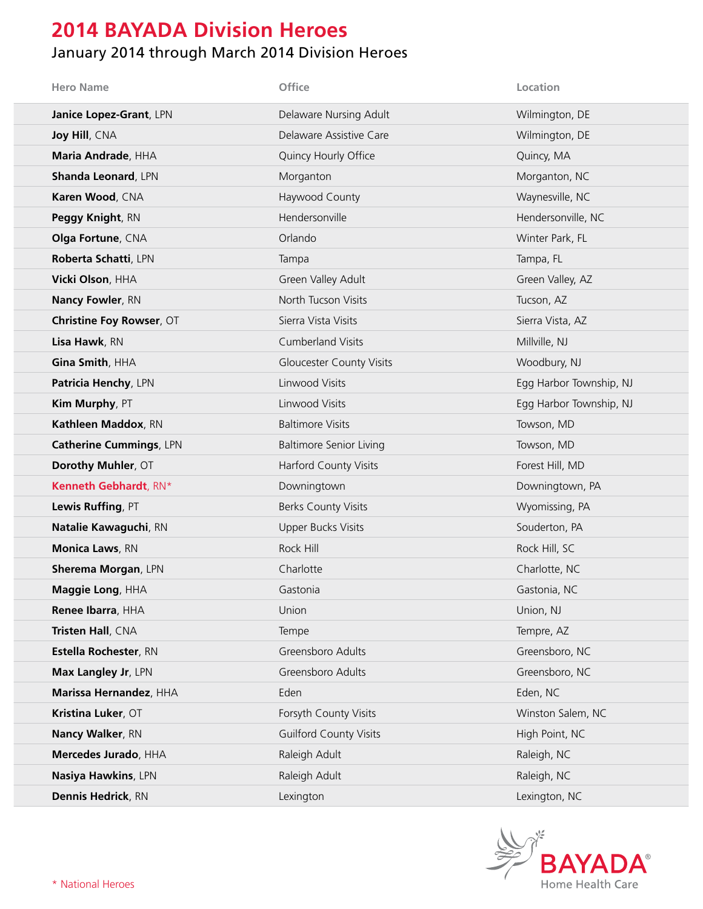# 2014 BAYADA Division Heroes

## January 2014 through March 2014 Division Heroes

| Hero Name | Office | Location |
|---|---|---|
| **Janice Lopez-Grant**, LPN | Delaware Nursing Adult | Wilmington, DE |
| **Joy Hill**, CNA | Delaware Assistive Care | Wilmington, DE |
| **Maria Andrade**, HHA | Quincy Hourly Office | Quincy, MA |
| **Shanda Leonard**, LPN | Morganton | Morganton, NC |
| **Karen Wood**, CNA | Haywood County | Waynesville, NC |
| **Peggy Knight**, RN | Hendersonville | Hendersonville, NC |
| **Olga Fortune**, CNA | Orlando | Winter Park, FL |
| **Roberta Schatti**, LPN | Tampa | Tampa, FL |
| **Vicki Olson**, HHA | Green Valley Adult | Green Valley, AZ |
| **Nancy Fowler**, RN | North Tucson Visits | Tucson, AZ |
| **Christine Foy Rowser**, OT | Sierra Vista Visits | Sierra Vista, AZ |
| **Lisa Hawk**, RN | Cumberland Visits | Millville, NJ |
| **Gina Smith**, HHA | Gloucester County Visits | Woodbury, NJ |
| **Patricia Henchy**, LPN | Linwood Visits | Egg Harbor Township, NJ |
| **Kim Murphy**, PT | Linwood Visits | Egg Harbor Township, NJ |
| **Kathleen Maddox**, RN | Baltimore Visits | Towson, MD |
| **Catherine Cummings**, LPN | Baltimore Senior Living | Towson, MD |
| **Dorothy Muhler**, OT | Harford County Visits | Forest Hill, MD |
| **Kenneth Gebhardt**, RN* | Downingtown | Downingtown, PA |
| **Lewis Ruffing**, PT | Berks County Visits | Wyomissing, PA |
| **Natalie Kawaguchi**, RN | Upper Bucks Visits | Souderton, PA |
| **Monica Laws**, RN | Rock Hill | Rock Hill, SC |
| **Sherema Morgan**, LPN | Charlotte | Charlotte, NC |
| **Maggie Long**, HHA | Gastonia | Gastonia, NC |
| **Renee Ibarra**, HHA | Union | Union, NJ |
| **Tristen Hall**, CNA | Tempe | Tempre, AZ |
| **Estella Rochester**, RN | Greensboro Adults | Greensboro, NC |
| **Max Langley Jr**, LPN | Greensboro Adults | Greensboro, NC |
| **Marissa Hernandez**, HHA | Eden | Eden, NC |
| **Kristina Luker**, OT | Forsyth County Visits | Winston Salem, NC |
| **Nancy Walker**, RN | Guilford County Visits | High Point, NC |
| **Mercedes Jurado**, HHA | Raleigh Adult | Raleigh, NC |
| **Nasiya Hawkins**, LPN | Raleigh Adult | Raleigh, NC |
| **Dennis Hedrick**, RN | Lexington | Lexington, NC |

* National Heroes

BAYADA® Home Health Care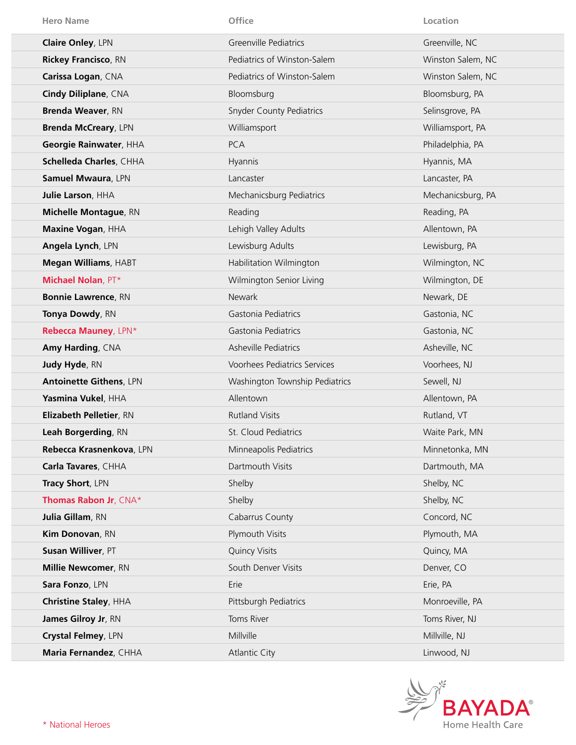| Hero Name | Office | Location |
|---|---|---|
| **Claire Onley**, LPN | Greenville Pediatrics | Greenville, NC |
| **Rickey Francisco**, RN | Pediatrics of Winston-Salem | Winston Salem, NC |
| **Carissa Logan**, CNA | Pediatrics of Winston-Salem | Winston Salem, NC |
| **Cindy Diliplane**, CNA | Bloomsburg | Bloomsburg, PA |
| **Brenda Weaver**, RN | Snyder County Pediatrics | Selinsgrove, PA |
| **Brenda McCreary**, LPN | Williamsport | Williamsport, PA |
| **Georgie Rainwater**, HHA | PCA | Philadelphia, PA |
| **Schelleda Charles**, CHHA | Hyannis | Hyannis, MA |
| **Samuel Mwaura**, LPN | Lancaster | Lancaster, PA |
| **Julie Larson**, HHA | Mechanicsburg Pediatrics | Mechanicsburg, PA |
| **Michelle Montague**, RN | Reading | Reading, PA |
| **Maxine Vogan**, HHA | Lehigh Valley Adults | Allentown, PA |
| **Angela Lynch**, LPN | Lewisburg Adults | Lewisburg, PA |
| **Megan Williams**, HABT | Habilitation Wilmington | Wilmington, NC |
| **Michael Nolan**, PT* | Wilmington Senior Living | Wilmington, DE |
| **Bonnie Lawrence**, RN | Newark | Newark, DE |
| **Tonya Dowdy**, RN | Gastonia Pediatrics | Gastonia, NC |
| **Rebecca Mauney**, LPN* | Gastonia Pediatrics | Gastonia, NC |
| **Amy Harding**, CNA | Asheville Pediatrics | Asheville, NC |
| **Judy Hyde**, RN | Voorhees Pediatrics Services | Voorhees, NJ |
| **Antoinette Githens**, LPN | Washington Township Pediatrics | Sewell, NJ |
| **Yasmina Vukel**, HHA | Allentown | Allentown, PA |
| **Elizabeth Pelletier**, RN | Rutland Visits | Rutland, VT |
| **Leah Borgerding**, RN | St. Cloud Pediatrics | Waite Park, MN |
| **Rebecca Krasnenkova**, LPN | Minneapolis Pediatrics | Minnetonka, MN |
| **Carla Tavares**, CHHA | Dartmouth Visits | Dartmouth, MA |
| **Tracy Short**, LPN | Shelby | Shelby, NC |
| **Thomas Rabon Jr**, CNA* | Shelby | Shelby, NC |
| **Julia Gillam**, RN | Cabarrus County | Concord, NC |
| **Kim Donovan**, RN | Plymouth Visits | Plymouth, MA |
| **Susan Williver**, PT | Quincy Visits | Quincy, MA |
| **Millie Newcomer**, RN | South Denver Visits | Denver, CO |
| **Sara Fonzo**, LPN | Erie | Erie, PA |
| **Christine Staley**, HHA | Pittsburgh Pediatrics | Monroeville, PA |
| **James Gilroy Jr**, RN | Toms River | Toms River, NJ |
| **Crystal Felmey**, LPN | Millville | Millville, NJ |
| **Maria Fernandez**, CHHA | Atlantic City | Linwood, NJ |

* National Heroes

BAYADA® Home Health Care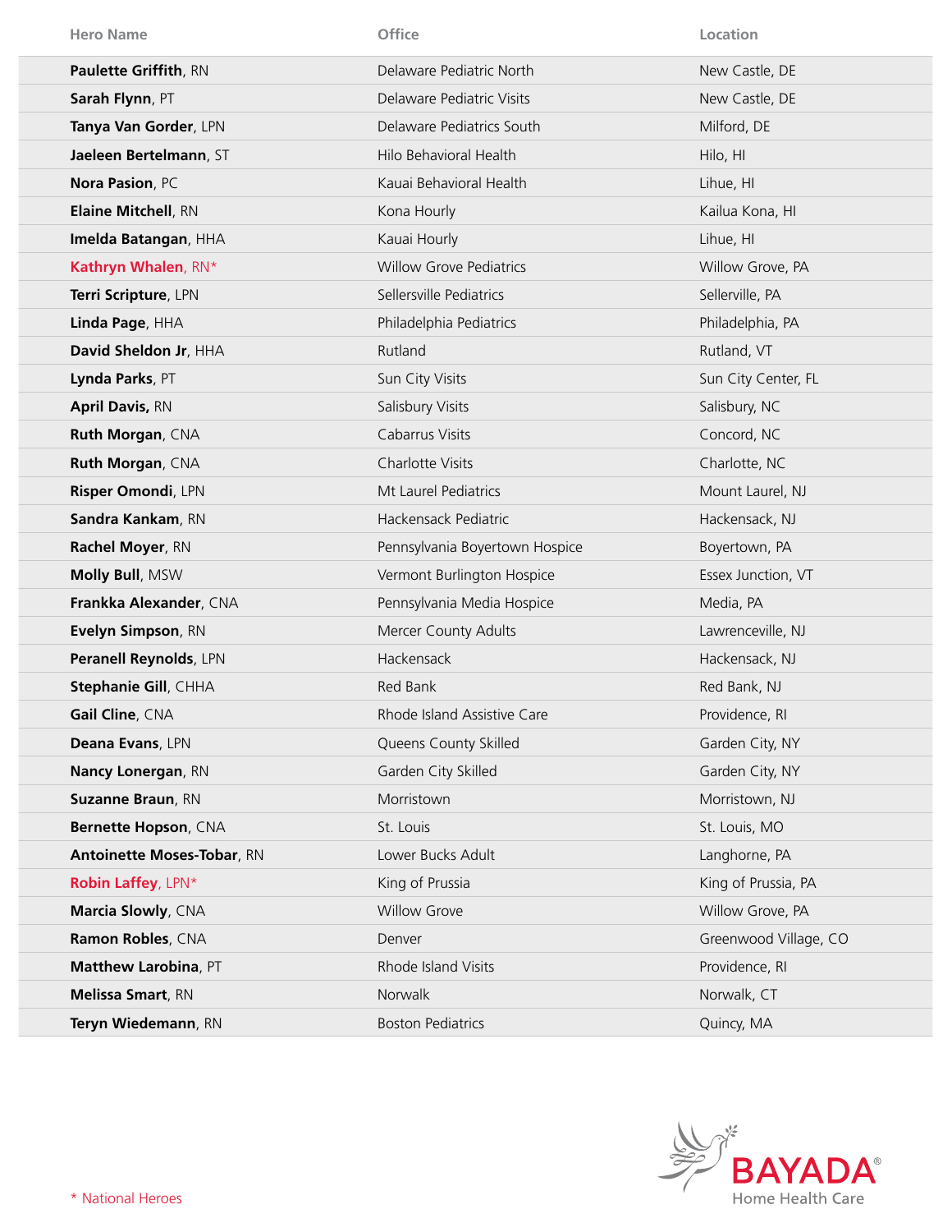| Hero Name | Office | Location |
|---|---|---|
| **Paulette Griffith**, RN | Delaware Pediatric North | New Castle, DE |
| **Sarah Flynn**, PT | Delaware Pediatric Visits | New Castle, DE |
| **Tanya Van Gorder**, LPN | Delaware Pediatrics South | Milford, DE |
| **Jaeleen Bertelmann**, ST | Hilo Behavioral Health | Hilo, HI |
| **Nora Pasion**, PC | Kauai Behavioral Health | Lihue, HI |
| **Elaine Mitchell**, RN | Kona Hourly | Kailua Kona, HI |
| **Imelda Batangan**, HHA | Kauai Hourly | Lihue, HI |
| **Kathryn Whalen**, RN* | Willow Grove Pediatrics | Willow Grove, PA |
| **Terri Scripture**, LPN | Sellersville Pediatrics | Sellerville, PA |
| **Linda Page**, HHA | Philadelphia Pediatrics | Philadelphia, PA |
| **David Sheldon Jr**, HHA | Rutland | Rutland, VT |
| **Lynda Parks**, PT | Sun City Visits | Sun City Center, FL |
| **April Davis,** RN | Salisbury Visits | Salisbury, NC |
| **Ruth Morgan**, CNA | Cabarrus Visits | Concord, NC |
| **Ruth Morgan**, CNA | Charlotte Visits | Charlotte, NC |
| **Risper Omondi**, LPN | Mt Laurel Pediatrics | Mount Laurel, NJ |
| **Sandra Kankam**, RN | Hackensack Pediatric | Hackensack, NJ |
| **Rachel Moyer**, RN | Pennsylvania Boyertown Hospice | Boyertown, PA |
| **Molly Bull**, MSW | Vermont Burlington Hospice | Essex Junction, VT |
| **Frankka Alexander**, CNA | Pennsylvania Media Hospice | Media, PA |
| **Evelyn Simpson**, RN | Mercer County Adults | Lawrenceville, NJ |
| **Peranell Reynolds**, LPN | Hackensack | Hackensack, NJ |
| **Stephanie Gill**, CHHA | Red Bank | Red Bank, NJ |
| **Gail Cline**, CNA | Rhode Island Assistive Care | Providence, RI |
| **Deana Evans**, LPN | Queens County Skilled | Garden City, NY |
| **Nancy Lonergan**, RN | Garden City Skilled | Garden City, NY |
| **Suzanne Braun**, RN | Morristown | Morristown, NJ |
| **Bernette Hopson**, CNA | St. Louis | St. Louis, MO |
| **Antoinette Moses-Tobar**, RN | Lower Bucks Adult | Langhorne, PA |
| **Robin Laffey**, LPN* | King of Prussia | King of Prussia, PA |
| **Marcia Slowly**, CNA | Willow Grove | Willow Grove, PA |
| **Ramon Robles**, CNA | Denver | Greenwood Village, CO |
| **Matthew Larobina**, PT | Rhode Island Visits | Providence, RI |
| **Melissa Smart**, RN | Norwalk | Norwalk, CT |
| **Teryn Wiedemann**, RN | Boston Pediatrics | Quincy, MA |

* National Heroes

BAYADA® Home Health Care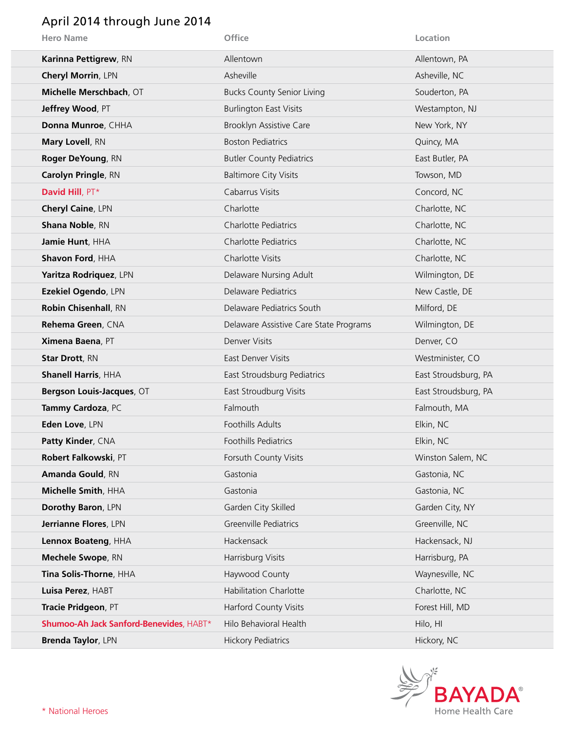## April 2014 through June 2014

| Hero Name | Office | Location |
|---|---|---|
| **Karinna Pettigrew**, RN | Allentown | Allentown, PA |
| **Cheryl Morrin**, LPN | Asheville | Asheville, NC |
| **Michelle Merschbach**, OT | Bucks County Senior Living | Souderton, PA |
| **Jeffrey Wood**, PT | Burlington East Visits | Westampton, NJ |
| **Donna Munroe**, CHHA | Brooklyn Assistive Care | New York, NY |
| **Mary Lovell**, RN | Boston Pediatrics | Quincy, MA |
| **Roger DeYoung**, RN | Butler County Pediatrics | East Butler, PA |
| **Carolyn Pringle**, RN | Baltimore City Visits | Towson, MD |
| **David Hill**, PT* | Cabarrus Visits | Concord, NC |
| **Cheryl Caine**, LPN | Charlotte | Charlotte, NC |
| **Shana Noble**, RN | Charlotte Pediatrics | Charlotte, NC |
| **Jamie Hunt**, HHA | Charlotte Pediatrics | Charlotte, NC |
| **Shavon Ford**, HHA | Charlotte Visits | Charlotte, NC |
| **Yaritza Rodriquez**, LPN | Delaware Nursing Adult | Wilmington, DE |
| **Ezekiel Ogendo**, LPN | Delaware Pediatrics | New Castle, DE |
| **Robin Chisenhall**, RN | Delaware Pediatrics South | Milford, DE |
| **Rehema Green**, CNA | Delaware Assistive Care State Programs | Wilmington, DE |
| **Ximena Baena**, PT | Denver Visits | Denver, CO |
| **Star Drott**, RN | East Denver Visits | Westminister, CO |
| **Shanell Harris**, HHA | East Stroudsburg Pediatrics | East Stroudsburg, PA |
| **Bergson Louis-Jacques**, OT | East Stroudburg Visits | East Stroudsburg, PA |
| **Tammy Cardoza**, PC | Falmouth | Falmouth, MA |
| **Eden Love**, LPN | Foothills Adults | Elkin, NC |
| **Patty Kinder**, CNA | Foothills Pediatrics | Elkin, NC |
| **Robert Falkowski**, PT | Forsuth County Visits | Winston Salem, NC |
| **Amanda Gould**, RN | Gastonia | Gastonia, NC |
| **Michelle Smith**, HHA | Gastonia | Gastonia, NC |
| **Dorothy Baron**, LPN | Garden City Skilled | Garden City, NY |
| **Jerrianne Flores**, LPN | Greenville Pediatrics | Greenville, NC |
| **Lennox Boateng**, HHA | Hackensack | Hackensack, NJ |
| **Mechele Swope**, RN | Harrisburg Visits | Harrisburg, PA |
| **Tina Solis-Thorne**, HHA | Haywood County | Waynesville, NC |
| **Luisa Perez**, HABT | Habilitation Charlotte | Charlotte, NC |
| **Tracie Pridgeon**, PT | Harford County Visits | Forest Hill, MD |
| **Shumoo-Ah Jack Sanford-Benevides**, HABT* | Hilo Behavioral Health | Hilo, HI |
| **Brenda Taylor**, LPN | Hickory Pediatrics | Hickory, NC |

\* National Heroes

BAYADA® Home Health Care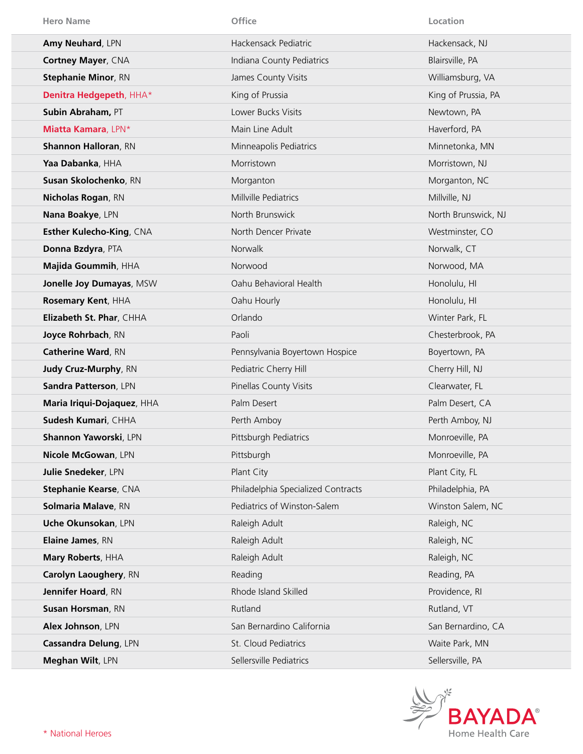| Hero Name | Office | Location |
|---|---|---|
| **Amy Neuhard**, LPN | Hackensack Pediatric | Hackensack, NJ |
| **Cortney Mayer**, CNA | Indiana County Pediatrics | Blairsville, PA |
| **Stephanie Minor**, RN | James County Visits | Williamsburg, VA |
| **Denitra Hedgepeth**, HHA* | King of Prussia | King of Prussia, PA |
| **Subin Abraham,** PT | Lower Bucks Visits | Newtown, PA |
| **Miatta Kamara**, LPN* | Main Line Adult | Haverford, PA |
| **Shannon Halloran**, RN | Minneapolis Pediatrics | Minnetonka, MN |
| **Yaa Dabanka**, HHA | Morristown | Morristown, NJ |
| **Susan Skolochenko**, RN | Morganton | Morganton, NC |
| **Nicholas Rogan**, RN | Millville Pediatrics | Millville, NJ |
| **Nana Boakye**, LPN | North Brunswick | North Brunswick, NJ |
| **Esther Kulecho-King**, CNA | North Dencer Private | Westminster, CO |
| **Donna Bzdyra**, PTA | Norwalk | Norwalk, CT |
| **Majida Goummih**, HHA | Norwood | Norwood, MA |
| **Jonelle Joy Dumayas**, MSW | Oahu Behavioral Health | Honolulu, HI |
| **Rosemary Kent**, HHA | Oahu Hourly | Honolulu, HI |
| **Elizabeth St. Phar**, CHHA | Orlando | Winter Park, FL |
| **Joyce Rohrbach**, RN | Paoli | Chesterbrook, PA |
| **Catherine Ward**, RN | Pennsylvania Boyertown Hospice | Boyertown, PA |
| **Judy Cruz-Murphy**, RN | Pediatric Cherry Hill | Cherry Hill, NJ |
| **Sandra Patterson**, LPN | Pinellas County Visits | Clearwater, FL |
| **Maria Iriqui-Dojaquez**, HHA | Palm Desert | Palm Desert, CA |
| **Sudesh Kumari**, CHHA | Perth Amboy | Perth Amboy, NJ |
| **Shannon Yaworski**, LPN | Pittsburgh Pediatrics | Monroeville, PA |
| **Nicole McGowan**, LPN | Pittsburgh | Monroeville, PA |
| **Julie Snedeker**, LPN | Plant City | Plant City, FL |
| **Stephanie Kearse**, CNA | Philadelphia Specialized Contracts | Philadelphia, PA |
| **Solmaria Malave**, RN | Pediatrics of Winston-Salem | Winston Salem, NC |
| **Uche Okunsokan**, LPN | Raleigh Adult | Raleigh, NC |
| **Elaine James**, RN | Raleigh Adult | Raleigh, NC |
| **Mary Roberts**, HHA | Raleigh Adult | Raleigh, NC |
| **Carolyn Laoughery**, RN | Reading | Reading, PA |
| **Jennifer Hoard**, RN | Rhode Island Skilled | Providence, RI |
| **Susan Horsman**, RN | Rutland | Rutland, VT |
| **Alex Johnson**, LPN | San Bernardino California | San Bernardino, CA |
| **Cassandra Delung**, LPN | St. Cloud Pediatrics | Waite Park, MN |
| **Meghan Wilt**, LPN | Sellersville Pediatrics | Sellersville, PA |

\* National Heroes

BAYADA® Home Health Care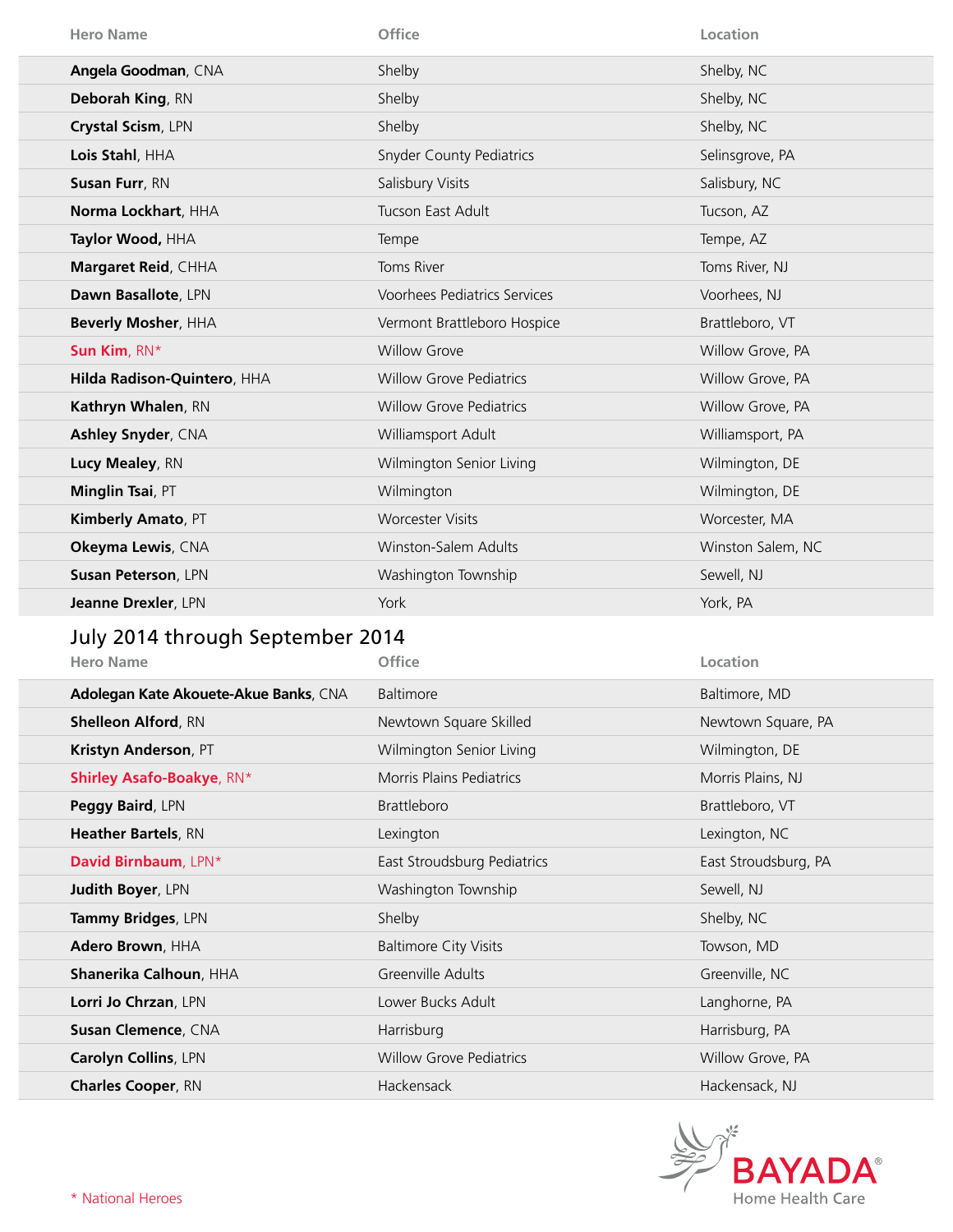| Hero Name | Office | Location |
|---|---|---|
| **Angela Goodman**, CNA | Shelby | Shelby, NC |
| **Deborah King**, RN | Shelby | Shelby, NC |
| **Crystal Scism**, LPN | Shelby | Shelby, NC |
| **Lois Stahl**, HHA | Snyder County Pediatrics | Selinsgrove, PA |
| **Susan Furr**, RN | Salisbury Visits | Salisbury, NC |
| **Norma Lockhart**, HHA | Tucson East Adult | Tucson, AZ |
| **Taylor Wood**, HHA | Tempe | Tempe, AZ |
| **Margaret Reid**, CHHA | Toms River | Toms River, NJ |
| **Dawn Basallote**, LPN | Voorhees Pediatrics Services | Voorhees, NJ |
| **Beverly Mosher**, HHA | Vermont Brattleboro Hospice | Brattleboro, VT |
| **Sun Kim**, RN* | Willow Grove | Willow Grove, PA |
| **Hilda Radison-Quintero**, HHA | Willow Grove Pediatrics | Willow Grove, PA |
| **Kathryn Whalen**, RN | Willow Grove Pediatrics | Willow Grove, PA |
| **Ashley Snyder**, CNA | Williamsport Adult | Williamsport, PA |
| **Lucy Mealey**, RN | Wilmington Senior Living | Wilmington, DE |
| **Minglin Tsai**, PT | Wilmington | Wilmington, DE |
| **Kimberly Amato**, PT | Worcester Visits | Worcester, MA |
| **Okeyma Lewis**, CNA | Winston-Salem Adults | Winston Salem, NC |
| **Susan Peterson**, LPN | Washington Township | Sewell, NJ |
| **Jeanne Drexler**, LPN | York | York, PA |

## July 2014 through September 2014

| Hero Name | Office | Location |
|---|---|---|
| **Adolegan Kate Akouete-Akue Banks**, CNA | Baltimore | Baltimore, MD |
| **Shelleon Alford**, RN | Newtown Square Skilled | Newtown Square, PA |
| **Kristyn Anderson**, PT | Wilmington Senior Living | Wilmington, DE |
| **Shirley Asafo-Boakye**, RN* | Morris Plains Pediatrics | Morris Plains, NJ |
| **Peggy Baird**, LPN | Brattleboro | Brattleboro, VT |
| **Heather Bartels**, RN | Lexington | Lexington, NC |
| **David Birnbaum**, LPN* | East Stroudsburg Pediatrics | East Stroudsburg, PA |
| **Judith Boyer**, LPN | Washington Township | Sewell, NJ |
| **Tammy Bridges**, LPN | Shelby | Shelby, NC |
| **Adero Brown**, HHA | Baltimore City Visits | Towson, MD |
| **Shanerika Calhoun**, HHA | Greenville Adults | Greenville, NC |
| **Lorri Jo Chrzan**, LPN | Lower Bucks Adult | Langhorne, PA |
| **Susan Clemence**, CNA | Harrisburg | Harrisburg, PA |
| **Carolyn Collins**, LPN | Willow Grove Pediatrics | Willow Grove, PA |
| **Charles Cooper**, RN | Hackensack | Hackensack, NJ |

BAYADA® Home Health Care

\* National Heroes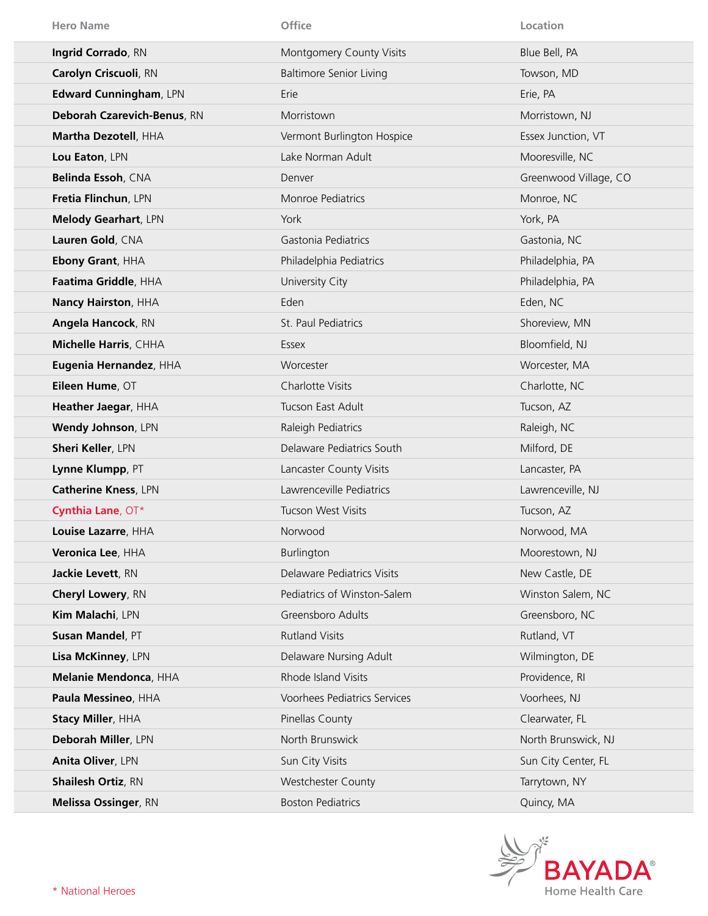| Hero Name | Office | Location |
|---|---|---|
| **Ingrid Corrado**, RN | Montgomery County Visits | Blue Bell, PA |
| **Carolyn Criscuoli**, RN | Baltimore Senior Living | Towson, MD |
| **Edward Cunningham**, LPN | Erie | Erie, PA |
| **Deborah Czarevich-Benus**, RN | Morristown | Morristown, NJ |
| **Martha Dezotell**, HHA | Vermont Burlington Hospice | Essex Junction, VT |
| **Lou Eaton**, LPN | Lake Norman Adult | Mooresville, NC |
| **Belinda Essoh**, CNA | Denver | Greenwood Village, CO |
| **Fretia Flinchun**, LPN | Monroe Pediatrics | Monroe, NC |
| **Melody Gearhart**, LPN | York | York, PA |
| **Lauren Gold**, CNA | Gastonia Pediatrics | Gastonia, NC |
| **Ebony Grant**, HHA | Philadelphia Pediatrics | Philadelphia, PA |
| **Faatima Griddle**, HHA | University City | Philadelphia, PA |
| **Nancy Hairston**, HHA | Eden | Eden, NC |
| **Angela Hancock**, RN | St. Paul Pediatrics | Shoreview, MN |
| **Michelle Harris**, CHHA | Essex | Bloomfield, NJ |
| **Eugenia Hernandez**, HHA | Worcester | Worcester, MA |
| **Eileen Hume**, OT | Charlotte Visits | Charlotte, NC |
| **Heather Jaegar**, HHA | Tucson East Adult | Tucson, AZ |
| **Wendy Johnson**, LPN | Raleigh Pediatrics | Raleigh, NC |
| **Sheri Keller**, LPN | Delaware Pediatrics South | Milford, DE |
| **Lynne Klumpp**, PT | Lancaster County Visits | Lancaster, PA |
| **Catherine Kness**, LPN | Lawrenceville Pediatrics | Lawrenceville, NJ |
| **Cynthia Lane**, OT* | Tucson West Visits | Tucson, AZ |
| **Louise Lazarre**, HHA | Norwood | Norwood, MA |
| **Veronica Lee**, HHA | Burlington | Moorestown, NJ |
| **Jackie Levett**, RN | Delaware Pediatrics Visits | New Castle, DE |
| **Cheryl Lowery**, RN | Pediatrics of Winston-Salem | Winston Salem, NC |
| **Kim Malachi**, LPN | Greensboro Adults | Greensboro, NC |
| **Susan Mandel**, PT | Rutland Visits | Rutland, VT |
| **Lisa McKinney**, LPN | Delaware Nursing Adult | Wilmington, DE |
| **Melanie Mendonca**, HHA | Rhode Island Visits | Providence, RI |
| **Paula Messineo**, HHA | Voorhees Pediatrics Services | Voorhees, NJ |
| **Stacy Miller**, HHA | Pinellas County | Clearwater, FL |
| **Deborah Miller**, LPN | North Brunswick | North Brunswick, NJ |
| **Anita Oliver**, LPN | Sun City Visits | Sun City Center, FL |
| **Shailesh Ortiz**, RN | Westchester County | Tarrytown, NY |
| **Melissa Ossinger**, RN | Boston Pediatrics | Quincy, MA |

\* National Heroes

BAYADA® Home Health Care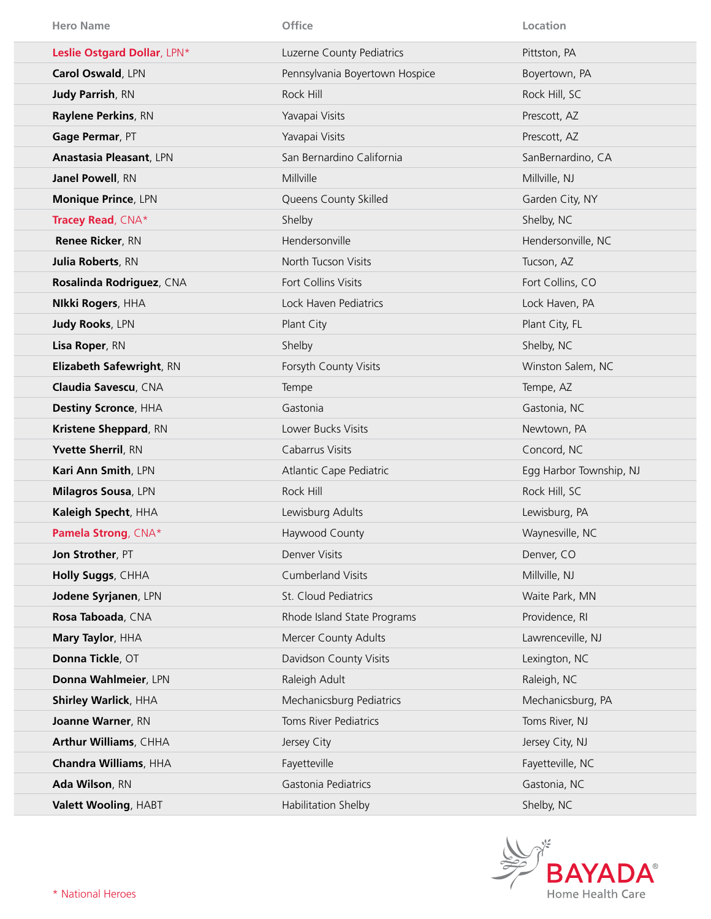| Hero Name | Office | Location |
|---|---|---|
| **Leslie Ostgard Dollar**, LPN* | Luzerne County Pediatrics | Pittston, PA |
| **Carol Oswald**, LPN | Pennsylvania Boyertown Hospice | Boyertown, PA |
| **Judy Parrish**, RN | Rock Hill | Rock Hill, SC |
| **Raylene Perkins**, RN | Yavapai Visits | Prescott, AZ |
| **Gage Permar**, PT | Yavapai Visits | Prescott, AZ |
| **Anastasia Pleasant**, LPN | San Bernardino California | SanBernardino, CA |
| **Janel Powell**, RN | Millville | Millville, NJ |
| **Monique Prince**, LPN | Queens County Skilled | Garden City, NY |
| **Tracey Read**, CNA* | Shelby | Shelby, NC |
| **Renee Ricker**, RN | Hendersonville | Hendersonville, NC |
| **Julia Roberts**, RN | North Tucson Visits | Tucson, AZ |
| **Rosalinda Rodriguez**, CNA | Fort Collins Visits | Fort Collins, CO |
| **NIkki Rogers**, HHA | Lock Haven Pediatrics | Lock Haven, PA |
| **Judy Rooks**, LPN | Plant City | Plant City, FL |
| **Lisa Roper**, RN | Shelby | Shelby, NC |
| **Elizabeth Safewright**, RN | Forsyth County Visits | Winston Salem, NC |
| **Claudia Savescu**, CNA | Tempe | Tempe, AZ |
| **Destiny Scronce**, HHA | Gastonia | Gastonia, NC |
| **Kristene Sheppard**, RN | Lower Bucks Visits | Newtown, PA |
| **Yvette Sherril**, RN | Cabarrus Visits | Concord, NC |
| **Kari Ann Smith**, LPN | Atlantic Cape Pediatric | Egg Harbor Township, NJ |
| **Milagros Sousa**, LPN | Rock Hill | Rock Hill, SC |
| **Kaleigh Specht**, HHA | Lewisburg Adults | Lewisburg, PA |
| **Pamela Strong**, CNA* | Haywood County | Waynesville, NC |
| **Jon Strother**, PT | Denver Visits | Denver, CO |
| **Holly Suggs**, CHHA | Cumberland Visits | Millville, NJ |
| **Jodene Syrjanen**, LPN | St. Cloud Pediatrics | Waite Park, MN |
| **Rosa Taboada**, CNA | Rhode Island State Programs | Providence, RI |
| **Mary Taylor**, HHA | Mercer County Adults | Lawrenceville, NJ |
| **Donna Tickle**, OT | Davidson County Visits | Lexington, NC |
| **Donna Wahlmeier**, LPN | Raleigh Adult | Raleigh, NC |
| **Shirley Warlick**, HHA | Mechanicsburg Pediatrics | Mechanicsburg, PA |
| **Joanne Warner**, RN | Toms River Pediatrics | Toms River, NJ |
| **Arthur Williams**, CHHA | Jersey City | Jersey City, NJ |
| **Chandra Williams**, HHA | Fayetteville | Fayetteville, NC |
| **Ada Wilson**, RN | Gastonia Pediatrics | Gastonia, NC |
| **Valett Wooling**, HABT | Habilitation Shelby | Shelby, NC |

* National Heroes

BAYADA® Home Health Care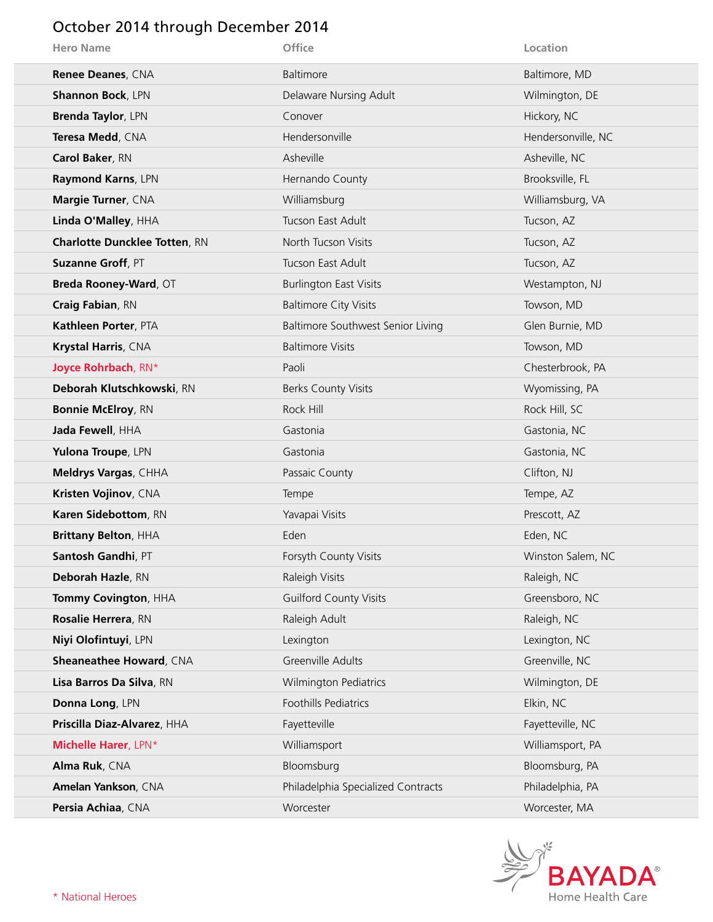## October 2014 through December 2014

| Hero Name | Office | Location |
|---|---|---|
| **Renee Deanes**, CNA | Baltimore | Baltimore, MD |
| **Shannon Bock**, LPN | Delaware Nursing Adult | Wilmington, DE |
| **Brenda Taylor**, LPN | Conover | Hickory, NC |
| **Teresa Medd**, CNA | Hendersonville | Hendersonville, NC |
| **Carol Baker**, RN | Asheville | Asheville, NC |
| **Raymond Karns**, LPN | Hernando County | Brooksville, FL |
| **Margie Turner**, CNA | Williamsburg | Williamsburg, VA |
| **Linda O'Malley**, HHA | Tucson East Adult | Tucson, AZ |
| **Charlotte Duncklee Totten**, RN | North Tucson Visits | Tucson, AZ |
| **Suzanne Groff**, PT | Tucson East Adult | Tucson, AZ |
| **Breda Rooney-Ward**, OT | Burlington East Visits | Westampton, NJ |
| **Craig Fabian**, RN | Baltimore City Visits | Towson, MD |
| **Kathleen Porter**, PTA | Baltimore Southwest Senior Living | Glen Burnie, MD |
| **Krystal Harris**, CNA | Baltimore Visits | Towson, MD |
| **Joyce Rohrbach**, RN* | Paoli | Chesterbrook, PA |
| **Deborah Klutschkowski**, RN | Berks County Visits | Wyomissing, PA |
| **Bonnie McElroy**, RN | Rock Hill | Rock Hill, SC |
| **Jada Fewell**, HHA | Gastonia | Gastonia, NC |
| **Yulona Troupe**, LPN | Gastonia | Gastonia, NC |
| **Meldrys Vargas**, CHHA | Passaic County | Clifton, NJ |
| **Kristen Vojinov**, CNA | Tempe | Tempe, AZ |
| **Karen Sidebottom**, RN | Yavapai Visits | Prescott, AZ |
| **Brittany Belton**, HHA | Eden | Eden, NC |
| **Santosh Gandhi**, PT | Forsyth County Visits | Winston Salem, NC |
| **Deborah Hazle**, RN | Raleigh Visits | Raleigh, NC |
| **Tommy Covington**, HHA | Guilford County Visits | Greensboro, NC |
| **Rosalie Herrera**, RN | Raleigh Adult | Raleigh, NC |
| **Niyi Olofintuyi**, LPN | Lexington | Lexington, NC |
| **Sheaneathee Howard**, CNA | Greenville Adults | Greenville, NC |
| **Lisa Barros Da Silva**, RN | Wilmington Pediatrics | Wilmington, DE |
| **Donna Long**, LPN | Foothills Pediatrics | Elkin, NC |
| **Priscilla Diaz-Alvarez**, HHA | Fayetteville | Fayetteville, NC |
| **Michelle Harer**, LPN* | Williamsport | Williamsport, PA |
| **Alma Ruk**, CNA | Bloomsburg | Bloomsburg, PA |
| **Amelan Yankson**, CNA | Philadelphia Specialized Contracts | Philadelphia, PA |
| **Persia Achiaa**, CNA | Worcester | Worcester, MA |

\* National Heroes

BAYADA® Home Health Care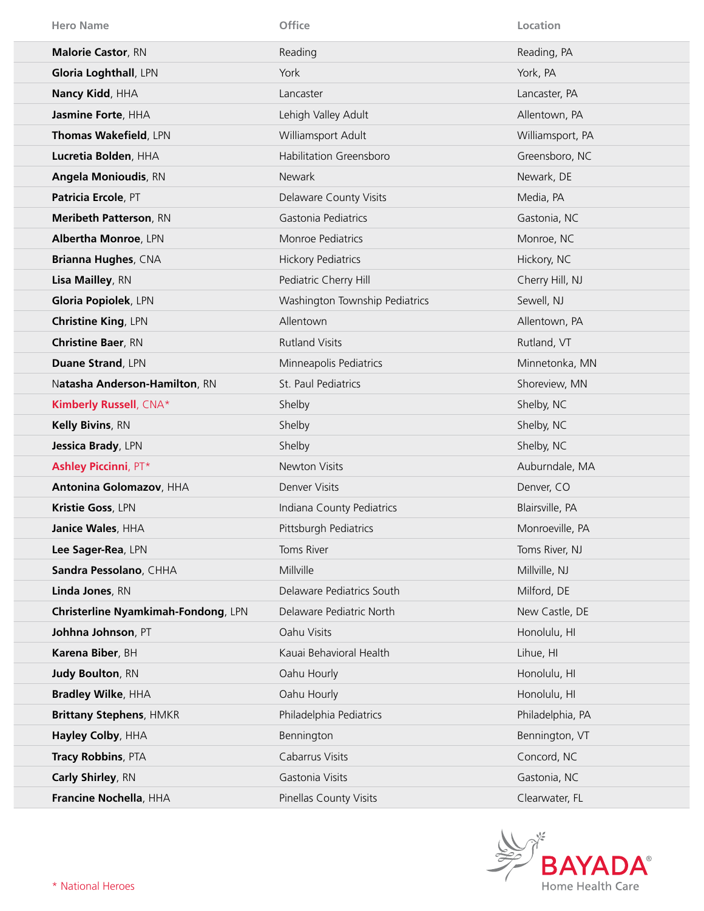| Hero Name | Office | Location |
|---|---|---|
| **Malorie Castor**, RN | Reading | Reading, PA |
| **Gloria Loghthall**, LPN | York | York, PA |
| **Nancy Kidd**, HHA | Lancaster | Lancaster, PA |
| **Jasmine Forte**, HHA | Lehigh Valley Adult | Allentown, PA |
| **Thomas Wakefield**, LPN | Williamsport Adult | Williamsport, PA |
| **Lucretia Bolden**, HHA | Habilitation Greensboro | Greensboro, NC |
| **Angela Monioudis**, RN | Newark | Newark, DE |
| **Patricia Ercole**, PT | Delaware County Visits | Media, PA |
| **Meribeth Patterson**, RN | Gastonia Pediatrics | Gastonia, NC |
| **Albertha Monroe**, LPN | Monroe Pediatrics | Monroe, NC |
| **Brianna Hughes**, CNA | Hickory Pediatrics | Hickory, NC |
| **Lisa Mailley**, RN | Pediatric Cherry Hill | Cherry Hill, NJ |
| **Gloria Popiolek**, LPN | Washington Township Pediatrics | Sewell, NJ |
| **Christine King**, LPN | Allentown | Allentown, PA |
| **Christine Baer**, RN | Rutland Visits | Rutland, VT |
| **Duane Strand**, LPN | Minneapolis Pediatrics | Minnetonka, MN |
| N**atasha Anderson-Hamilton**, RN | St. Paul Pediatrics | Shoreview, MN |
| **Kimberly Russell**, CNA* | Shelby | Shelby, NC |
| **Kelly Bivins**, RN | Shelby | Shelby, NC |
| **Jessica Brady**, LPN | Shelby | Shelby, NC |
| **Ashley Piccinni**, PT* | Newton Visits | Auburndale, MA |
| **Antonina Golomazov**, HHA | Denver Visits | Denver, CO |
| **Kristie Goss**, LPN | Indiana County Pediatrics | Blairsville, PA |
| **Janice Wales**, HHA | Pittsburgh Pediatrics | Monroeville, PA |
| **Lee Sager-Rea**, LPN | Toms River | Toms River, NJ |
| **Sandra Pessolano**, CHHA | Millville | Millville, NJ |
| **Linda Jones**, RN | Delaware Pediatrics South | Milford, DE |
| **Christerline Nyamkimah-Fondong**, LPN | Delaware Pediatric North | New Castle, DE |
| **Johhna Johnson**, PT | Oahu Visits | Honolulu, HI |
| **Karena Biber**, BH | Kauai Behavioral Health | Lihue, HI |
| **Judy Boulton**, RN | Oahu Hourly | Honolulu, HI |
| **Bradley Wilke**, HHA | Oahu Hourly | Honolulu, HI |
| **Brittany Stephens**, HMKR | Philadelphia Pediatrics | Philadelphia, PA |
| **Hayley Colby**, HHA | Bennington | Bennington, VT |
| **Tracy Robbins**, PTA | Cabarrus Visits | Concord, NC |
| **Carly Shirley**, RN | Gastonia Visits | Gastonia, NC |
| **Francine Nochella**, HHA | Pinellas County Visits | Clearwater, FL |

* National Heroes

BAYADA® Home Health Care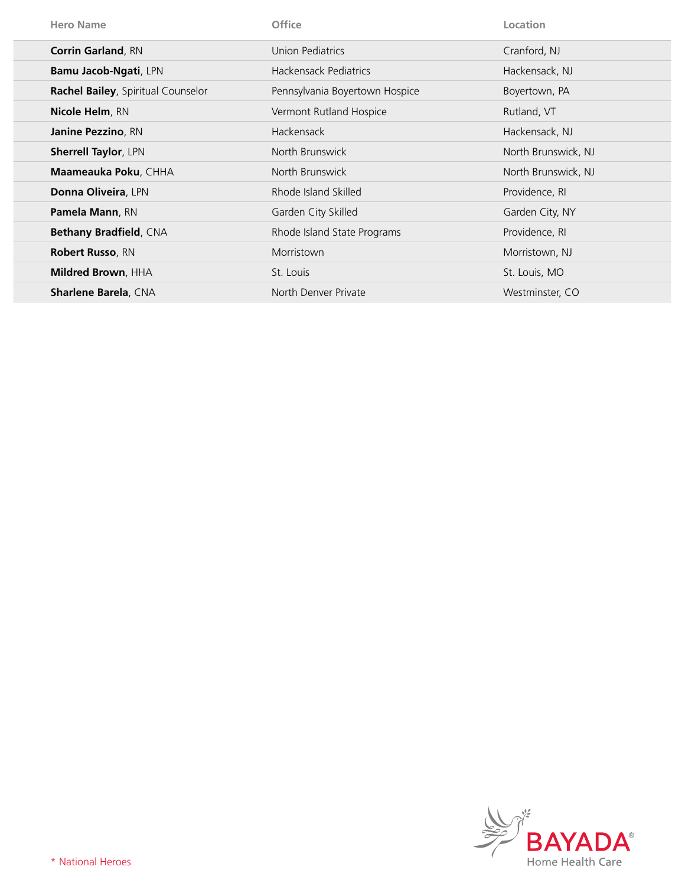| Hero Name | Office | Location |
|---|---|---|
| **Corrin Garland**, RN | Union Pediatrics | Cranford, NJ |
| **Bamu Jacob-Ngati**, LPN | Hackensack Pediatrics | Hackensack, NJ |
| **Rachel Bailey**, Spiritual Counselor | Pennsylvania Boyertown Hospice | Boyertown, PA |
| **Nicole Helm**, RN | Vermont Rutland Hospice | Rutland, VT |
| **Janine Pezzino**, RN | Hackensack | Hackensack, NJ |
| **Sherrell Taylor**, LPN | North Brunswick | North Brunswick, NJ |
| **Maameauka Poku**, CHHA | North Brunswick | North Brunswick, NJ |
| **Donna Oliveira**, LPN | Rhode Island Skilled | Providence, RI |
| **Pamela Mann**, RN | Garden City Skilled | Garden City, NY |
| **Bethany Bradfield**, CNA | Rhode Island State Programs | Providence, RI |
| **Robert Russo**, RN | Morristown | Morristown, NJ |
| **Mildred Brown**, HHA | St. Louis | St. Louis, MO |
| **Sharlene Barela**, CNA | North Denver Private | Westminster, CO |

* National Heroes

BAYADA® Home Health Care